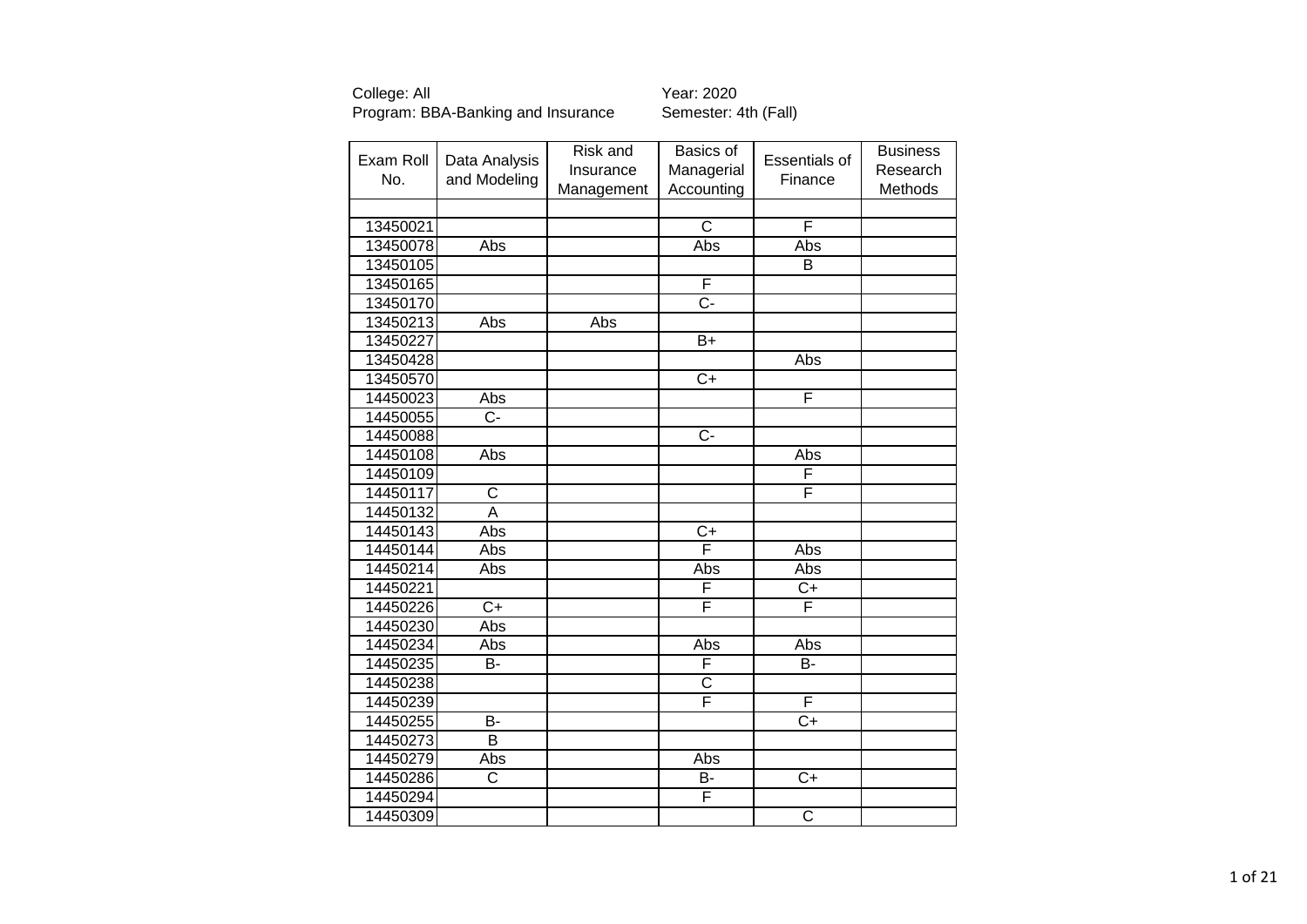College: All  
Program: BBA-Banking and Insurance

Year: 2020  
Semester: 4th (Fall)

| Exam Roll No. | Data Analysis and Modeling | Risk and Insurance Management | Basics of Managerial Accounting | Essentials of Finance | Business Research Methods |
|---|---|---|---|---|---|
| | | | | | |
| 13450021 | | | C | F | |
| 13450078 | Abs | | Abs | Abs | |
| 13450105 | | | | B | |
| 13450165 | | | F | | |
| 13450170 | | | C- | | |
| 13450213 | Abs | Abs | | | |
| 13450227 | | | B+ | | |
| 13450428 | | | | Abs | |
| 13450570 | | | C+ | | |
| 14450023 | Abs | | | F | |
| 14450055 | C- | | | | |
| 14450088 | | | C- | | |
| 14450108 | Abs | | | Abs | |
| 14450109 | | | | F | |
| 14450117 | C | | | F | |
| 14450132 | A | | | | |
| 14450143 | Abs | | C+ | | |
| 14450144 | Abs | | F | Abs | |
| 14450214 | Abs | | Abs | Abs | |
| 14450221 | | | F | C+ | |
| 14450226 | C+ | | F | F | |
| 14450230 | Abs | | | | |
| 14450234 | Abs | | Abs | Abs | |
| 14450235 | B- | | F | B- | |
| 14450238 | | | C | | |
| 14450239 | | | F | F | |
| 14450255 | B- | | | C+ | |
| 14450273 | B | | | | |
| 14450279 | Abs | | Abs | | |
| 14450286 | C | | B- | C+ | |
| 14450294 | | | F | | |
| 14450309 | | | | C | |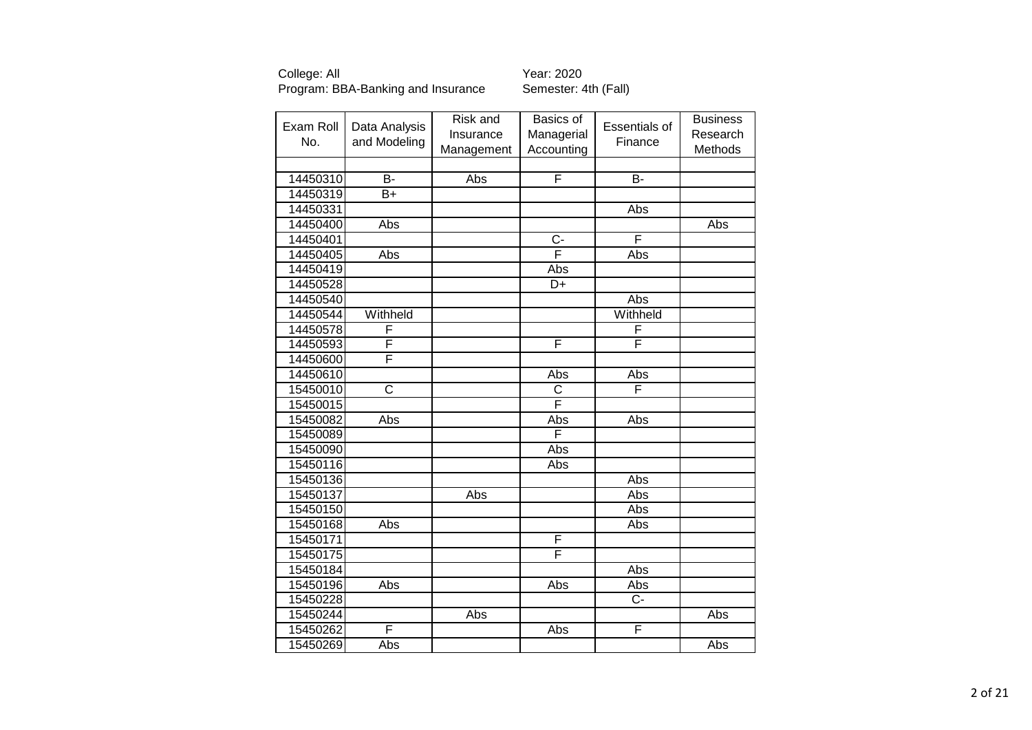College: All
Program: BBA-Banking and Insurance

Year: 2020
Semester: 4th (Fall)

| Exam Roll No. | Data Analysis and Modeling | Risk and Insurance Management | Basics of Managerial Accounting | Essentials of Finance | Business Research Methods |
|---|---|---|---|---|---|
| | | | | | |
| 14450310 | B- | Abs | F | B- | |
| 14450319 | B+ | | | | |
| 14450331 | | | | Abs | |
| 14450400 | Abs | | | | Abs |
| 14450401 | | | C- | F | |
| 14450405 | Abs | | F | Abs | |
| 14450419 | | | Abs | | |
| 14450528 | | | D+ | | |
| 14450540 | | | | Abs | |
| 14450544 | Withheld | | | Withheld | |
| 14450578 | F | | | F | |
| 14450593 | F | | F | F | |
| 14450600 | F | | | | |
| 14450610 | | | Abs | Abs | |
| 15450010 | C | | C | F | |
| 15450015 | | | F | | |
| 15450082 | Abs | | Abs | Abs | |
| 15450089 | | | F | | |
| 15450090 | | | Abs | | |
| 15450116 | | | Abs | | |
| 15450136 | | | | Abs | |
| 15450137 | | Abs | | Abs | |
| 15450150 | | | | Abs | |
| 15450168 | Abs | | | Abs | |
| 15450171 | | | F | | |
| 15450175 | | | F | | |
| 15450184 | | | | Abs | |
| 15450196 | Abs | | Abs | Abs | |
| 15450228 | | | | C- | |
| 15450244 | | Abs | | | Abs |
| 15450262 | F | | Abs | F | |
| 15450269 | Abs | | | | Abs |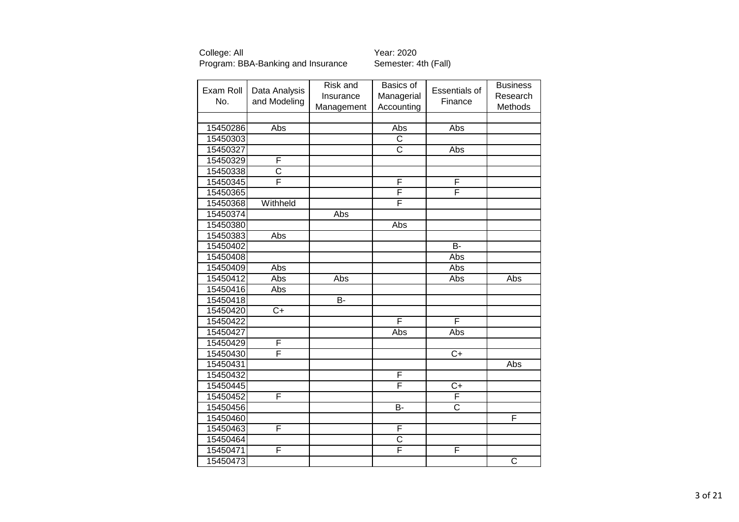College: All
Program: BBA-Banking and Insurance

Year: 2020
Semester: 4th (Fall)

| Exam Roll No. | Data Analysis and Modeling | Risk and Insurance Management | Basics of Managerial Accounting | Essentials of Finance | Business Research Methods |
|---|---|---|---|---|---|
| | | | | | |
| 15450286 | Abs | | Abs | Abs | |
| 15450303 | | | C | | |
| 15450327 | | | C | Abs | |
| 15450329 | F | | | | |
| 15450338 | C | | | | |
| 15450345 | F | | F | F | |
| 15450365 | | | F | F | |
| 15450368 | Withheld | | F | | |
| 15450374 | | Abs | | | |
| 15450380 | | | Abs | | |
| 15450383 | Abs | | | | |
| 15450402 | | | | B- | |
| 15450408 | | | | Abs | |
| 15450409 | Abs | | | Abs | |
| 15450412 | Abs | Abs | | Abs | Abs |
| 15450416 | Abs | | | | |
| 15450418 | | B- | | | |
| 15450420 | C+ | | | | |
| 15450422 | | | F | F | |
| 15450427 | | | Abs | Abs | |
| 15450429 | F | | | | |
| 15450430 | F | | | C+ | |
| 15450431 | | | | | Abs |
| 15450432 | | | F | | |
| 15450445 | | | F | C+ | |
| 15450452 | F | | | F | |
| 15450456 | | | B- | C | |
| 15450460 | | | | | F |
| 15450463 | F | | F | | |
| 15450464 | | | C | | |
| 15450471 | F | | F | F | |
| 15450473 | | | | | C |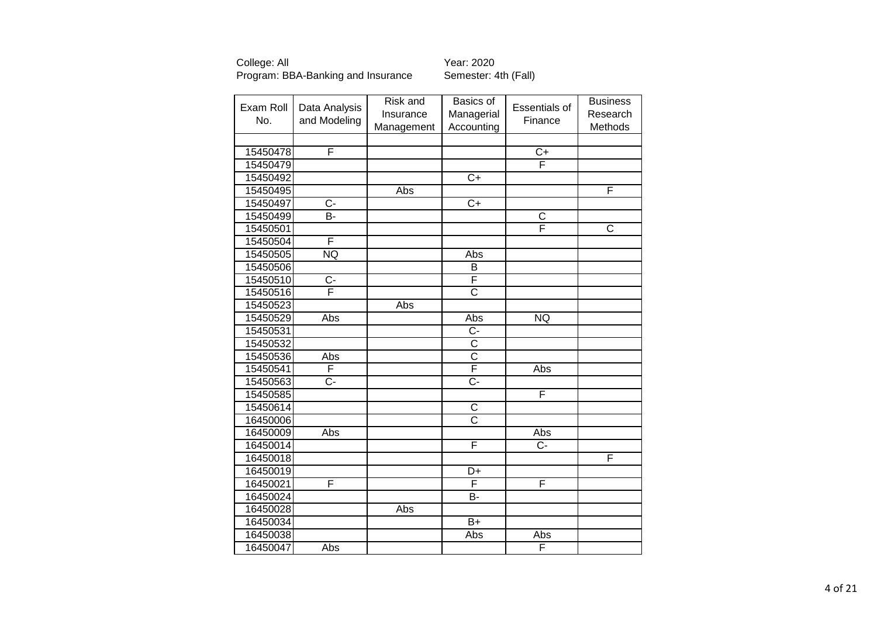College: All
Program: BBA-Banking and Insurance

Year: 2020
Semester: 4th (Fall)

| Exam Roll No. | Data Analysis and Modeling | Risk and Insurance Management | Basics of Managerial Accounting | Essentials of Finance | Business Research Methods |
|---|---|---|---|---|---|
| | | | | | |
| 15450478 | F | | | C+ | |
| 15450479 | | | | F | |
| 15450492 | | | C+ | | |
| 15450495 | | Abs | | | F |
| 15450497 | C- | | C+ | | |
| 15450499 | B- | | | C | |
| 15450501 | | | | F | C |
| 15450504 | F | | | | |
| 15450505 | NQ | | Abs | | |
| 15450506 | | | B | | |
| 15450510 | C- | | F | | |
| 15450516 | F | | C | | |
| 15450523 | | Abs | | | |
| 15450529 | Abs | | Abs | NQ | |
| 15450531 | | | C- | | |
| 15450532 | | | C | | |
| 15450536 | Abs | | C | | |
| 15450541 | F | | F | Abs | |
| 15450563 | C- | | C- | | |
| 15450585 | | | | F | |
| 15450614 | | | C | | |
| 16450006 | | | C | | |
| 16450009 | Abs | | | Abs | |
| 16450014 | | | F | C- | |
| 16450018 | | | | | F |
| 16450019 | | | D+ | | |
| 16450021 | F | | F | F | |
| 16450024 | | | B- | | |
| 16450028 | | Abs | | | |
| 16450034 | | | B+ | | |
| 16450038 | | | Abs | Abs | |
| 16450047 | Abs | | | F | |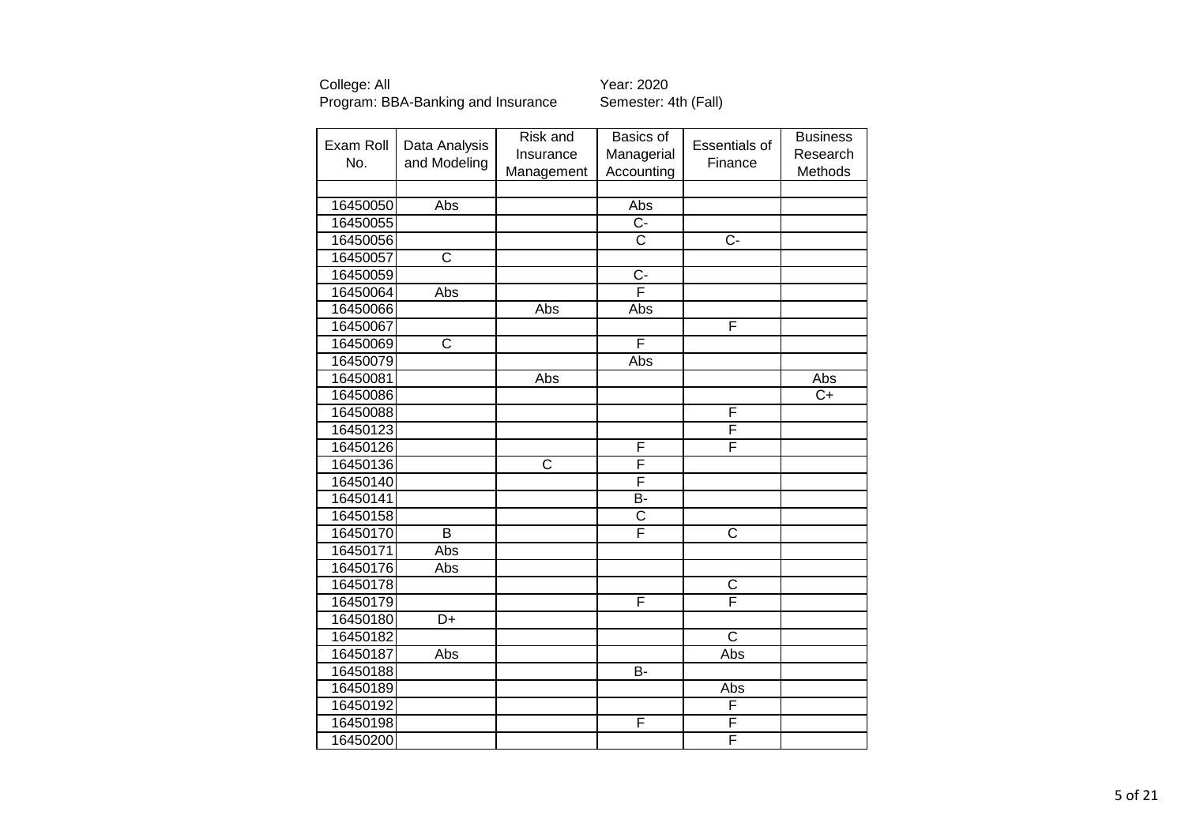College: All  
Program: BBA-Banking and Insurance

Year: 2020  
Semester: 4th (Fall)

| Exam Roll No. | Data Analysis and Modeling | Risk and Insurance Management | Basics of Managerial Accounting | Essentials of Finance | Business Research Methods |
|---|---|---|---|---|---|
| | | | | | |
| 16450050 | Abs | | Abs | | |
| 16450055 | | | C- | | |
| 16450056 | | | C | C- | |
| 16450057 | C | | | | |
| 16450059 | | | C- | | |
| 16450064 | Abs | | F | | |
| 16450066 | | Abs | Abs | | |
| 16450067 | | | | F | |
| 16450069 | C | | F | | |
| 16450079 | | | Abs | | |
| 16450081 | | Abs | | | Abs |
| 16450086 | | | | | C+ |
| 16450088 | | | | F | |
| 16450123 | | | | F | |
| 16450126 | | | F | F | |
| 16450136 | | C | F | | |
| 16450140 | | | F | | |
| 16450141 | | | B- | | |
| 16450158 | | | C | | |
| 16450170 | B | | F | C | |
| 16450171 | Abs | | | | |
| 16450176 | Abs | | | | |
| 16450178 | | | | C | |
| 16450179 | | | F | F | |
| 16450180 | D+ | | | | |
| 16450182 | | | | C | |
| 16450187 | Abs | | | Abs | |
| 16450188 | | | B- | | |
| 16450189 | | | | Abs | |
| 16450192 | | | | F | |
| 16450198 | | | F | F | |
| 16450200 | | | | F | |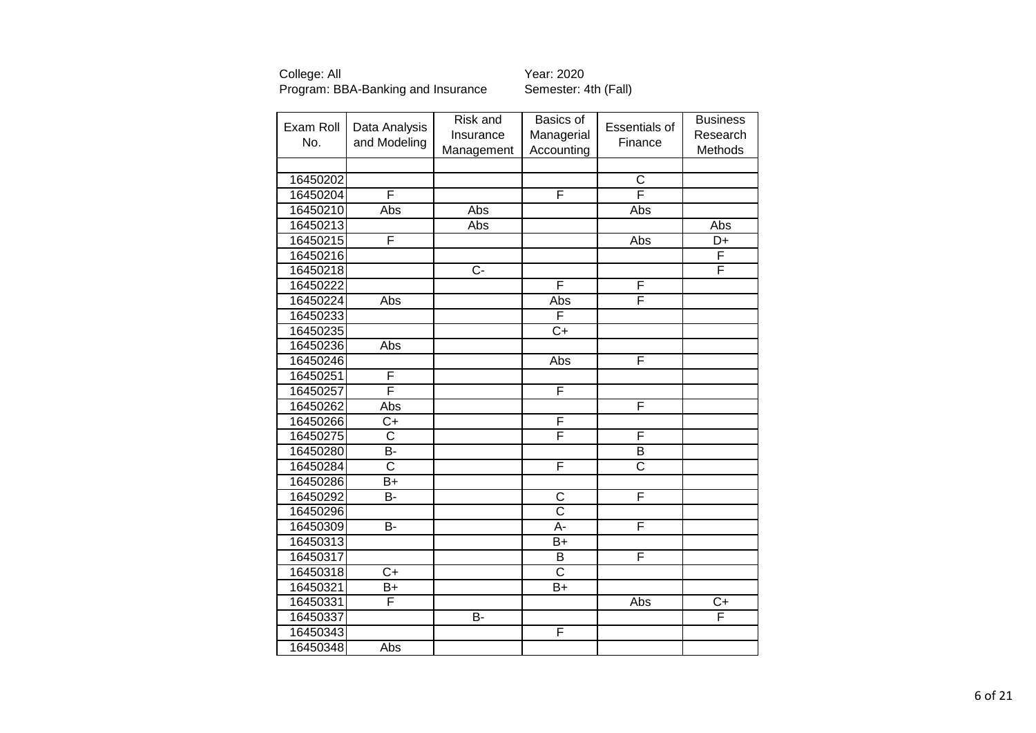College: All
Program: BBA-Banking and Insurance

Year: 2020
Semester: 4th (Fall)

| Exam Roll No. | Data Analysis and Modeling | Risk and Insurance Management | Basics of Managerial Accounting | Essentials of Finance | Business Research Methods |
|---|---|---|---|---|---|
| | | | | | |
| 16450202 | | | | C | |
| 16450204 | F | | F | F | |
| 16450210 | Abs | Abs | | Abs | |
| 16450213 | | Abs | | | Abs |
| 16450215 | F | | | Abs | D+ |
| 16450216 | | | | | F |
| 16450218 | | C- | | | F |
| 16450222 | | | F | F | |
| 16450224 | Abs | | Abs | F | |
| 16450233 | | | F | | |
| 16450235 | | | C+ | | |
| 16450236 | Abs | | | | |
| 16450246 | | | Abs | F | |
| 16450251 | F | | | | |
| 16450257 | F | | F | | |
| 16450262 | Abs | | | F | |
| 16450266 | C+ | | F | | |
| 16450275 | C | | F | F | |
| 16450280 | B- | | | B | |
| 16450284 | C | | F | C | |
| 16450286 | B+ | | | | |
| 16450292 | B- | | C | F | |
| 16450296 | | | C | | |
| 16450309 | B- | | A- | F | |
| 16450313 | | | B+ | | |
| 16450317 | | | B | F | |
| 16450318 | C+ | | C | | |
| 16450321 | B+ | | B+ | | |
| 16450331 | F | | | Abs | C+ |
| 16450337 | | B- | | | F |
| 16450343 | | | F | | |
| 16450348 | Abs | | | | |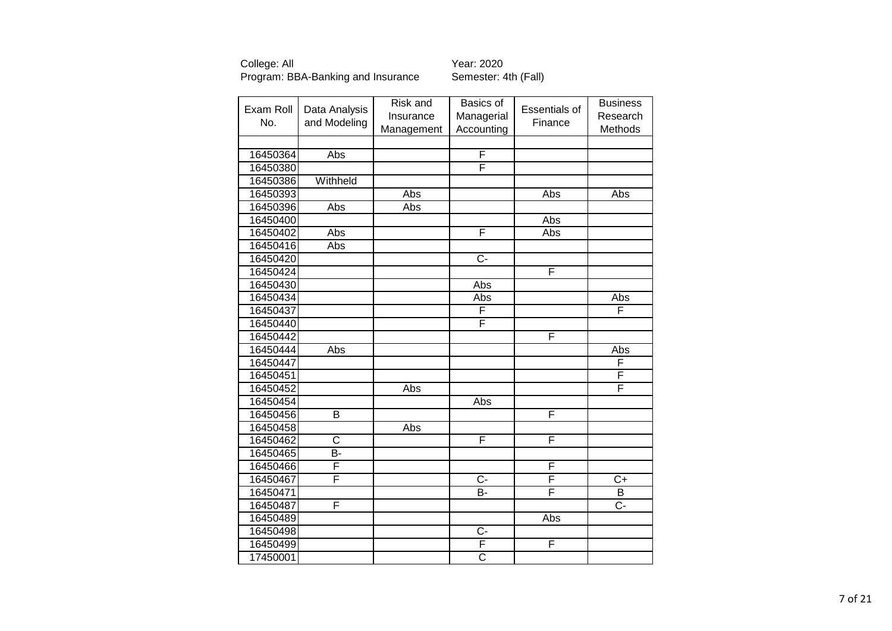College: All
Program: BBA-Banking and Insurance

Year: 2020
Semester: 4th (Fall)

| Exam Roll No. | Data Analysis and Modeling | Risk and Insurance Management | Basics of Managerial Accounting | Essentials of Finance | Business Research Methods |
|---|---|---|---|---|---|
| | | | | | |
| 16450364 | Abs | | F | | |
| 16450380 | | | F | | |
| 16450386 | Withheld | | | | |
| 16450393 | | Abs | | Abs | Abs |
| 16450396 | Abs | Abs | | | |
| 16450400 | | | | Abs | |
| 16450402 | Abs | | F | Abs | |
| 16450416 | Abs | | | | |
| 16450420 | | | C- | | |
| 16450424 | | | | F | |
| 16450430 | | | Abs | | |
| 16450434 | | | Abs | | Abs |
| 16450437 | | | F | | F |
| 16450440 | | | F | | |
| 16450442 | | | | F | |
| 16450444 | Abs | | | | Abs |
| 16450447 | | | | | F |
| 16450451 | | | | | F |
| 16450452 | | Abs | | | F |
| 16450454 | | | Abs | | |
| 16450456 | B | | | F | |
| 16450458 | | Abs | | | |
| 16450462 | C | | F | F | |
| 16450465 | B- | | | | |
| 16450466 | F | | | F | |
| 16450467 | F | | C- | F | C+ |
| 16450471 | | | B- | F | B |
| 16450487 | F | | | | C- |
| 16450489 | | | | Abs | |
| 16450498 | | | C- | | |
| 16450499 | | | F | F | |
| 17450001 | | | C | | |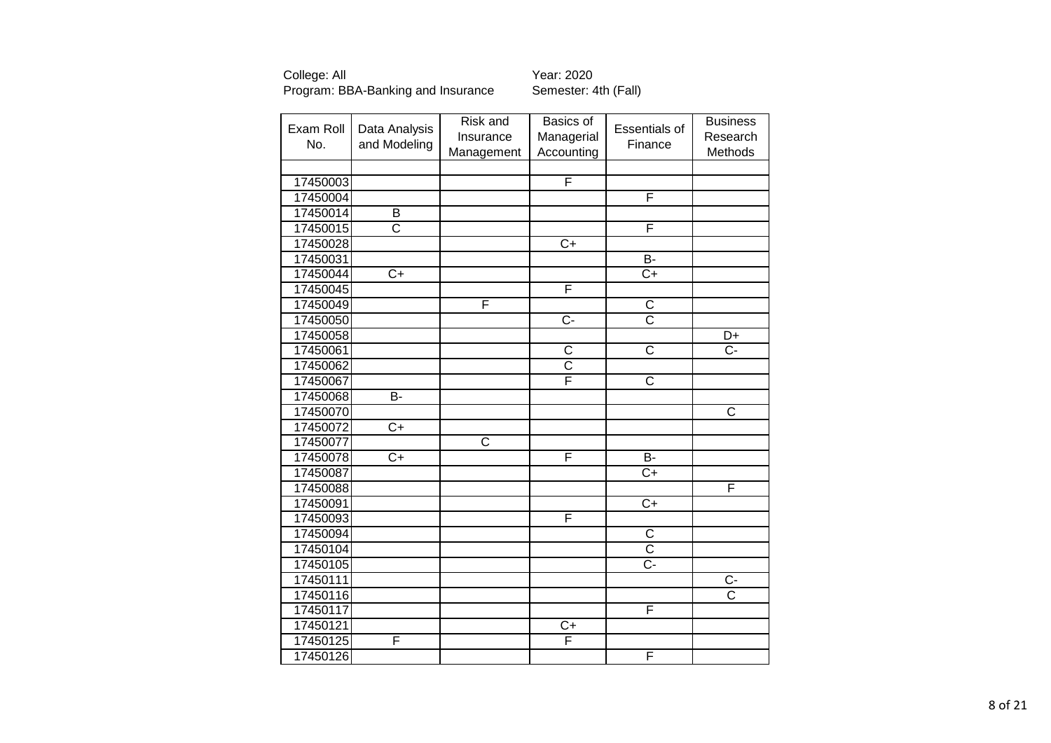College: All
Program: BBA-Banking and Insurance

Year: 2020
Semester: 4th (Fall)

| Exam Roll No. | Data Analysis and Modeling | Risk and Insurance Management | Basics of Managerial Accounting | Essentials of Finance | Business Research Methods |
|---|---|---|---|---|---|
| | | | | | |
| 17450003 | | | F | | |
| 17450004 | | | | F | |
| 17450014 | B | | | | |
| 17450015 | C | | | F | |
| 17450028 | | | C+ | | |
| 17450031 | | | | B- | |
| 17450044 | C+ | | | C+ | |
| 17450045 | | | F | | |
| 17450049 | | F | | C | |
| 17450050 | | | C- | C | |
| 17450058 | | | | | D+ |
| 17450061 | | | C | C | C- |
| 17450062 | | | C | | |
| 17450067 | | | F | C | |
| 17450068 | B- | | | | |
| 17450070 | | | | | C |
| 17450072 | C+ | | | | |
| 17450077 | | C | | | |
| 17450078 | C+ | | F | B- | |
| 17450087 | | | | C+ | |
| 17450088 | | | | | F |
| 17450091 | | | | C+ | |
| 17450093 | | | F | | |
| 17450094 | | | | C | |
| 17450104 | | | | C | |
| 17450105 | | | | C- | |
| 17450111 | | | | | C- |
| 17450116 | | | | | C |
| 17450117 | | | | F | |
| 17450121 | | | C+ | | |
| 17450125 | F | | F | | |
| 17450126 | | | | F | |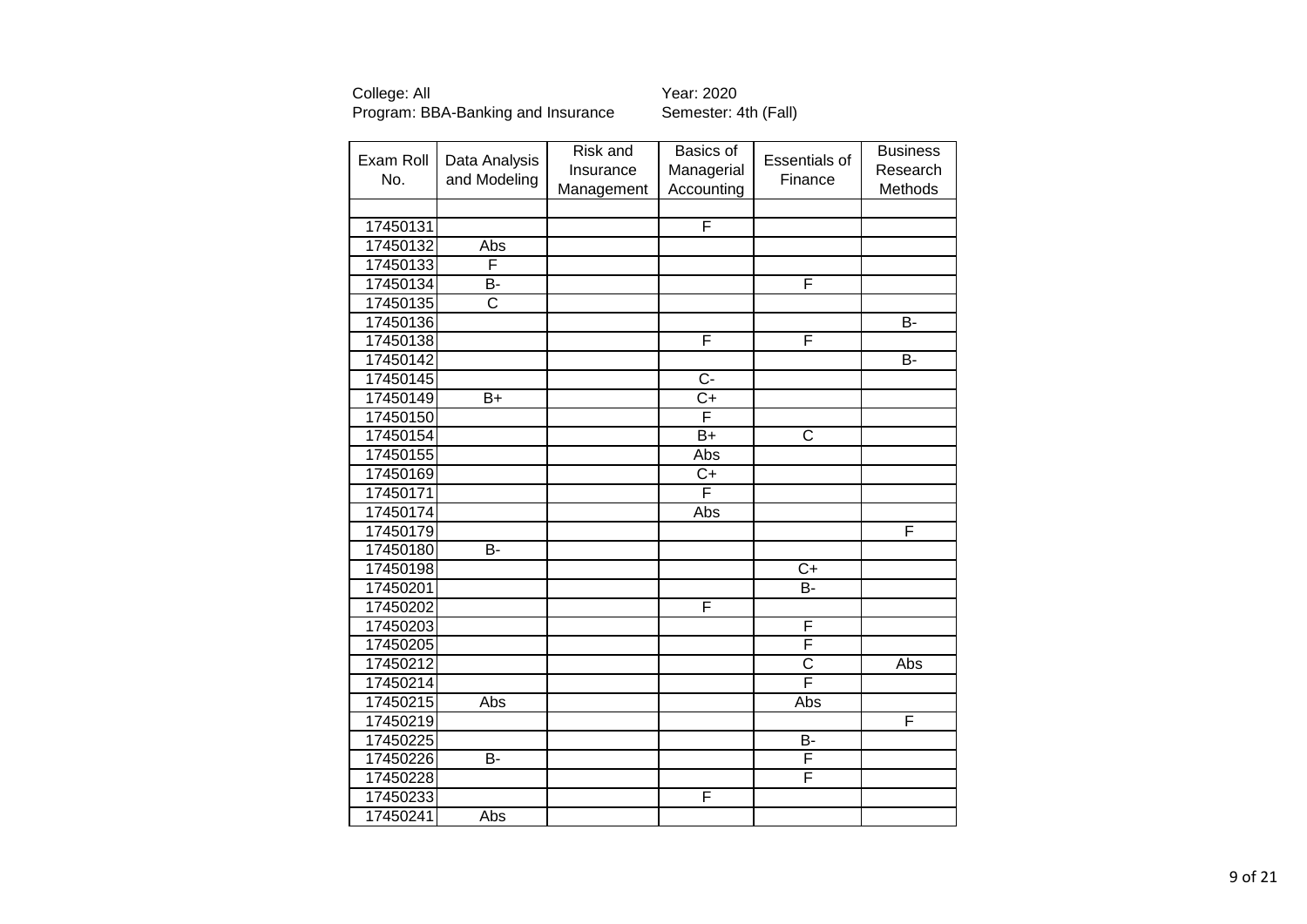College: All
Program: BBA-Banking and Insurance

Year: 2020
Semester: 4th (Fall)

| Exam Roll No. | Data Analysis and Modeling | Risk and Insurance Management | Basics of Managerial Accounting | Essentials of Finance | Business Research Methods |
|---|---|---|---|---|---|
| | | | | | |
| 17450131 | | | F | | |
| 17450132 | Abs | | | | |
| 17450133 | F | | | | |
| 17450134 | B- | | | F | |
| 17450135 | C | | | | |
| 17450136 | | | | | B- |
| 17450138 | | | F | F | |
| 17450142 | | | | | B- |
| 17450145 | | | C- | | |
| 17450149 | B+ | | C+ | | |
| 17450150 | | | F | | |
| 17450154 | | | B+ | C | |
| 17450155 | | | Abs | | |
| 17450169 | | | C+ | | |
| 17450171 | | | F | | |
| 17450174 | | | Abs | | |
| 17450179 | | | | | F |
| 17450180 | B- | | | | |
| 17450198 | | | | C+ | |
| 17450201 | | | | B- | |
| 17450202 | | | F | | |
| 17450203 | | | | F | |
| 17450205 | | | | F | |
| 17450212 | | | | C | Abs |
| 17450214 | | | | F | |
| 17450215 | Abs | | | Abs | |
| 17450219 | | | | | F |
| 17450225 | | | | B- | |
| 17450226 | B- | | | F | |
| 17450228 | | | | F | |
| 17450233 | | | F | | |
| 17450241 | Abs | | | | |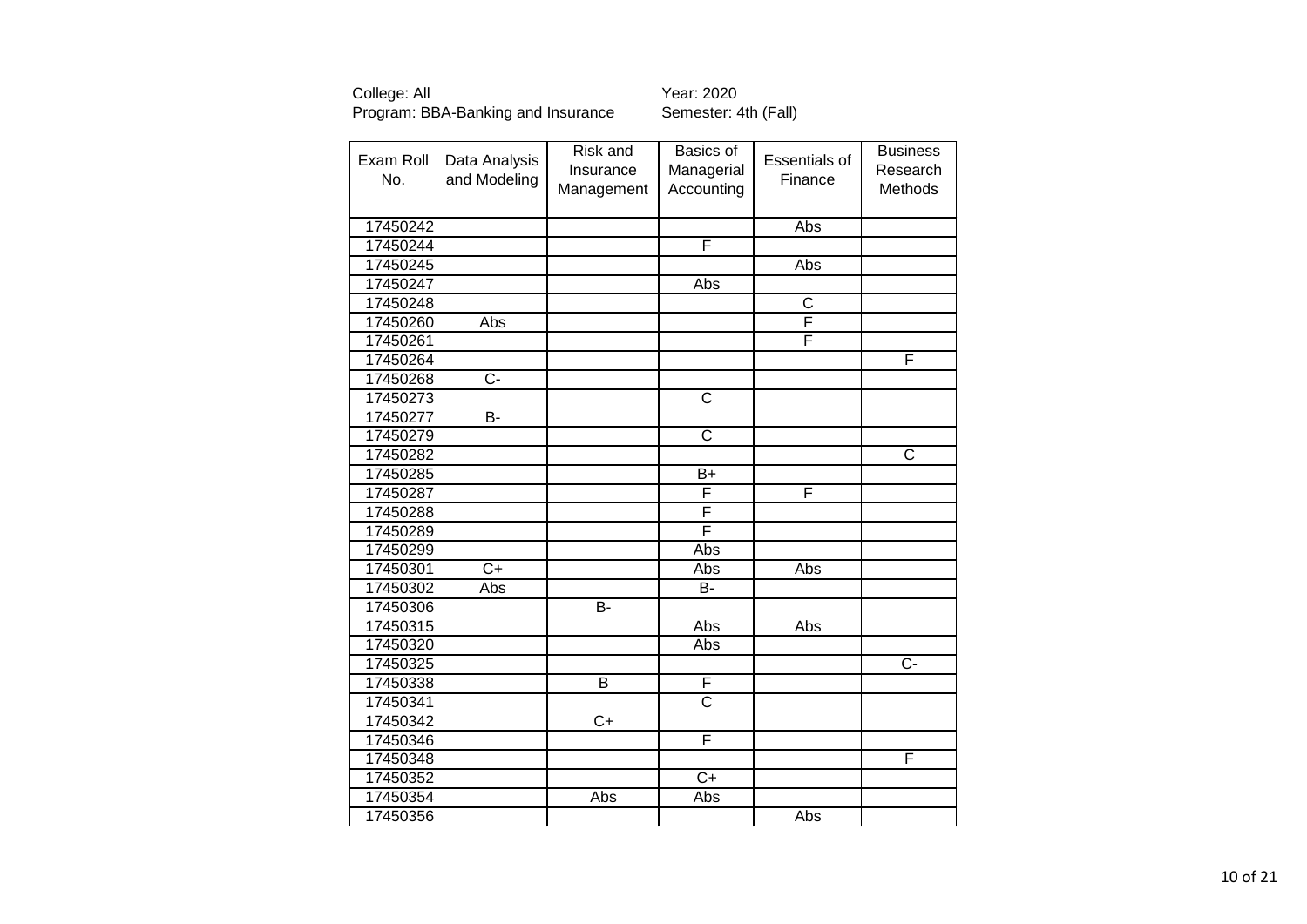College: All
Program: BBA-Banking and Insurance

Year: 2020
Semester: 4th (Fall)

| Exam Roll No. | Data Analysis and Modeling | Risk and Insurance Management | Basics of Managerial Accounting | Essentials of Finance | Business Research Methods |
|---|---|---|---|---|---|
| | | | | | |
| 17450242 | | | | Abs | |
| 17450244 | | | F | | |
| 17450245 | | | | Abs | |
| 17450247 | | | Abs | | |
| 17450248 | | | | C | |
| 17450260 | Abs | | | F | |
| 17450261 | | | | F | |
| 17450264 | | | | | F |
| 17450268 | C- | | | | |
| 17450273 | | | C | | |
| 17450277 | B- | | | | |
| 17450279 | | | C | | |
| 17450282 | | | | | C |
| 17450285 | | | B+ | | |
| 17450287 | | | F | F | |
| 17450288 | | | F | | |
| 17450289 | | | F | | |
| 17450299 | | | Abs | | |
| 17450301 | C+ | | Abs | Abs | |
| 17450302 | Abs | | B- | | |
| 17450306 | | B- | | | |
| 17450315 | | | Abs | Abs | |
| 17450320 | | | Abs | | |
| 17450325 | | | | | C- |
| 17450338 | | B | F | | |
| 17450341 | | | C | | |
| 17450342 | | C+ | | | |
| 17450346 | | | F | | |
| 17450348 | | | | | F |
| 17450352 | | | C+ | | |
| 17450354 | | Abs | Abs | | |
| 17450356 | | | | Abs | |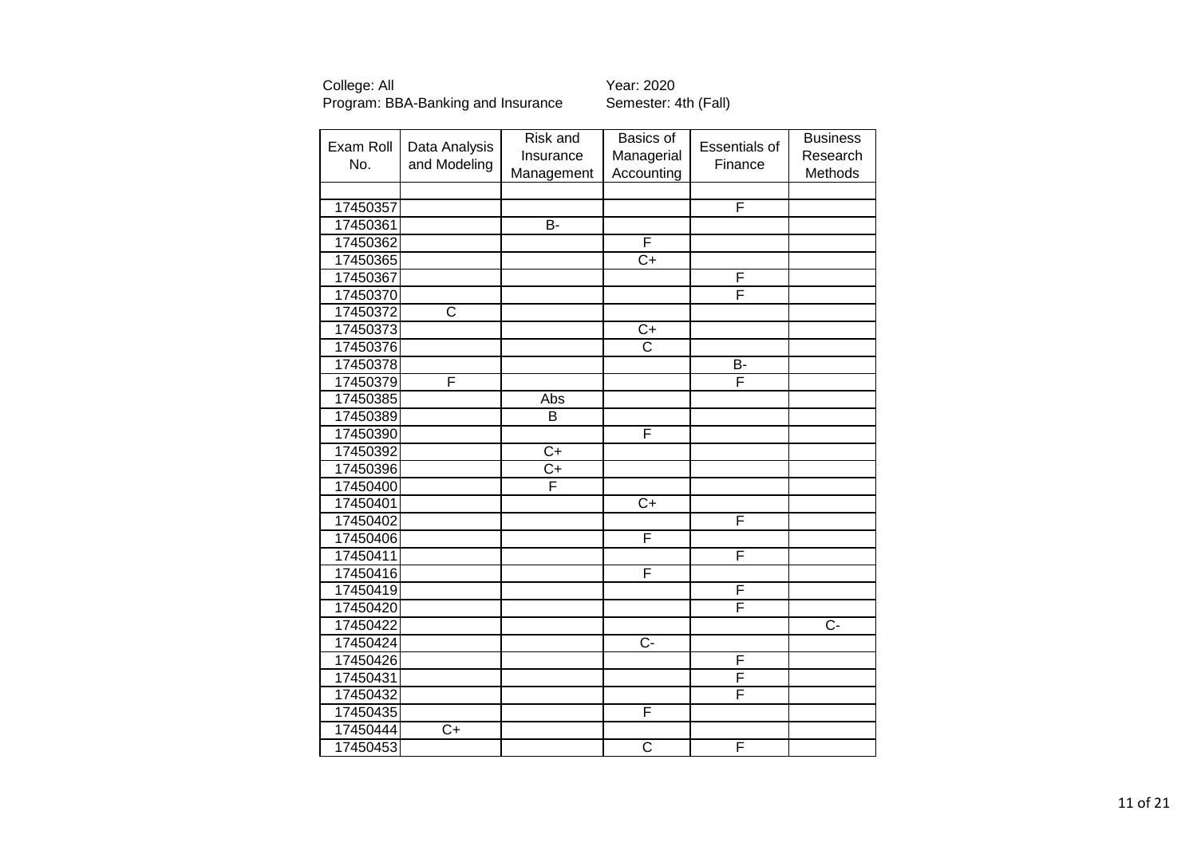College: All
Program: BBA-Banking and Insurance

Year: 2020
Semester: 4th (Fall)

| Exam Roll No. | Data Analysis and Modeling | Risk and Insurance Management | Basics of Managerial Accounting | Essentials of Finance | Business Research Methods |
|---|---|---|---|---|---|
| | | | | | |
| 17450357 | | | | F | |
| 17450361 | | B- | | | |
| 17450362 | | | F | | |
| 17450365 | | | C+ | | |
| 17450367 | | | | F | |
| 17450370 | | | | F | |
| 17450372 | C | | | | |
| 17450373 | | | C+ | | |
| 17450376 | | | C | | |
| 17450378 | | | | B- | |
| 17450379 | F | | | F | |
| 17450385 | | Abs | | | |
| 17450389 | | B | | | |
| 17450390 | | | F | | |
| 17450392 | | C+ | | | |
| 17450396 | | C+ | | | |
| 17450400 | | F | | | |
| 17450401 | | | C+ | | |
| 17450402 | | | | F | |
| 17450406 | | | F | | |
| 17450411 | | | | F | |
| 17450416 | | | F | | |
| 17450419 | | | | F | |
| 17450420 | | | | F | |
| 17450422 | | | | | C- |
| 17450424 | | | C- | | |
| 17450426 | | | | F | |
| 17450431 | | | | F | |
| 17450432 | | | | F | |
| 17450435 | | | F | | |
| 17450444 | C+ | | | | |
| 17450453 | | | C | F | |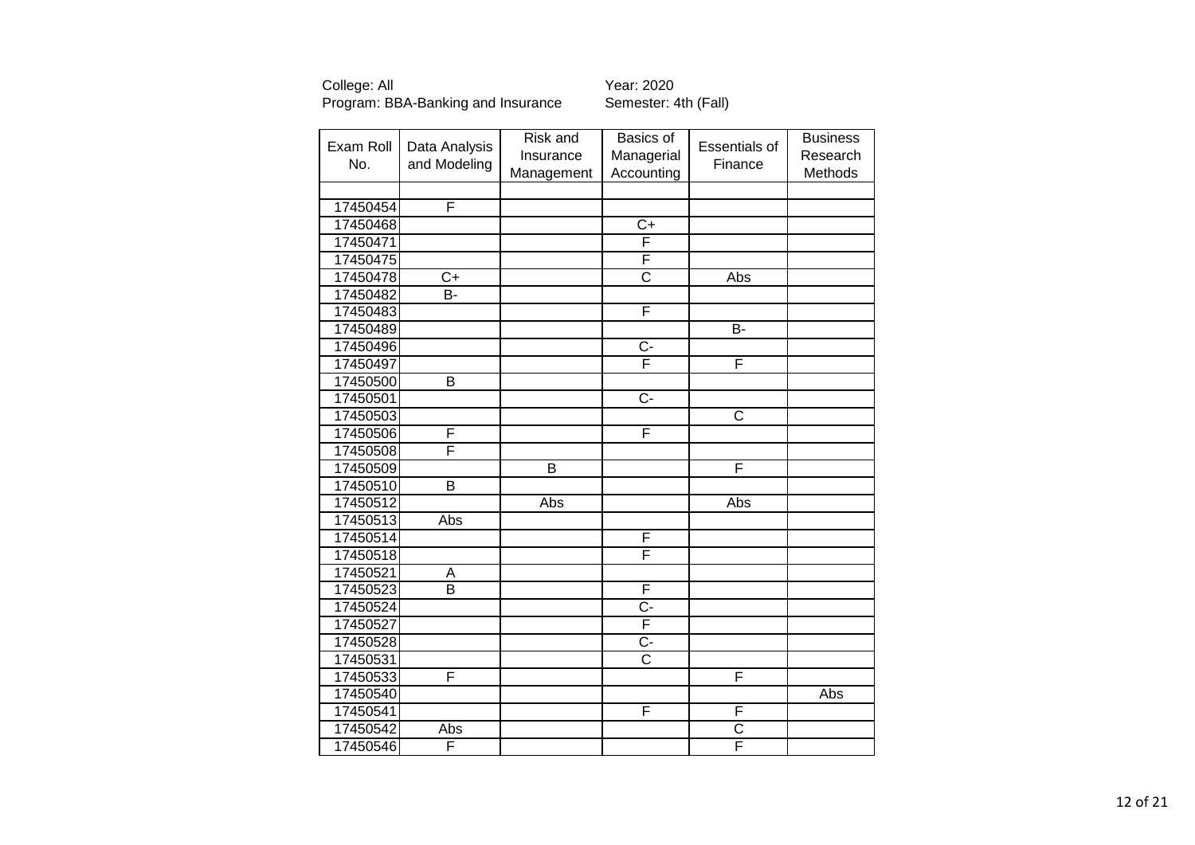College: All
Program: BBA-Banking and Insurance

Year: 2020
Semester: 4th (Fall)

| Exam Roll No. | Data Analysis and Modeling | Risk and Insurance Management | Basics of Managerial Accounting | Essentials of Finance | Business Research Methods |
|---|---|---|---|---|---|
| | | | | | |
| 17450454 | F | | | | |
| 17450468 | | | C+ | | |
| 17450471 | | | F | | |
| 17450475 | | | F | | |
| 17450478 | C+ | | C | Abs | |
| 17450482 | B- | | | | |
| 17450483 | | | F | | |
| 17450489 | | | | B- | |
| 17450496 | | | C- | | |
| 17450497 | | | F | F | |
| 17450500 | B | | | | |
| 17450501 | | | C- | | |
| 17450503 | | | | C | |
| 17450506 | F | | F | | |
| 17450508 | F | | | | |
| 17450509 | | B | | F | |
| 17450510 | B | | | | |
| 17450512 | | Abs | | Abs | |
| 17450513 | Abs | | | | |
| 17450514 | | | F | | |
| 17450518 | | | F | | |
| 17450521 | A | | | | |
| 17450523 | B | | F | | |
| 17450524 | | | C- | | |
| 17450527 | | | F | | |
| 17450528 | | | C- | | |
| 17450531 | | | C | | |
| 17450533 | F | | | F | |
| 17450540 | | | | | Abs |
| 17450541 | | | F | F | |
| 17450542 | Abs | | | C | |
| 17450546 | F | | | F | |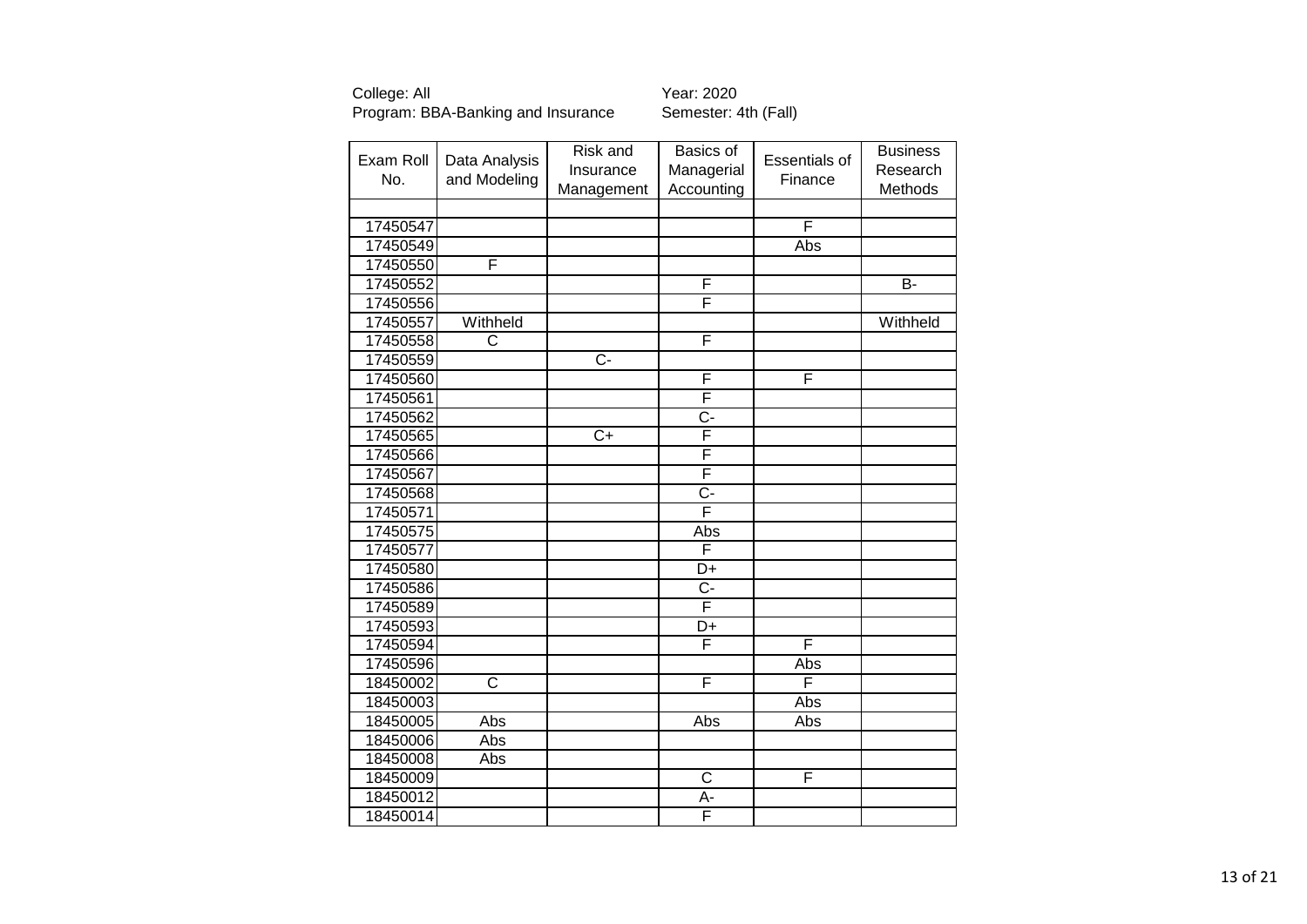College: All
Program: BBA-Banking and Insurance

Year: 2020
Semester: 4th (Fall)

| Exam Roll No. | Data Analysis and Modeling | Risk and Insurance Management | Basics of Managerial Accounting | Essentials of Finance | Business Research Methods |
|---|---|---|---|---|---|
| | | | | | |
| 17450547 | | | | F | |
| 17450549 | | | | Abs | |
| 17450550 | F | | | | |
| 17450552 | | | F | | B- |
| 17450556 | | | F | | |
| 17450557 | Withheld | | | | Withheld |
| 17450558 | C | | F | | |
| 17450559 | | C- | | | |
| 17450560 | | | F | F | |
| 17450561 | | | F | | |
| 17450562 | | | C- | | |
| 17450565 | | C+ | F | | |
| 17450566 | | | F | | |
| 17450567 | | | F | | |
| 17450568 | | | C- | | |
| 17450571 | | | F | | |
| 17450575 | | | Abs | | |
| 17450577 | | | F | | |
| 17450580 | | | D+ | | |
| 17450586 | | | C- | | |
| 17450589 | | | F | | |
| 17450593 | | | D+ | | |
| 17450594 | | | F | F | |
| 17450596 | | | | Abs | |
| 18450002 | C | | F | F | |
| 18450003 | | | | Abs | |
| 18450005 | Abs | | Abs | Abs | |
| 18450006 | Abs | | | | |
| 18450008 | Abs | | | | |
| 18450009 | | | C | F | |
| 18450012 | | | A- | | |
| 18450014 | | | F | | |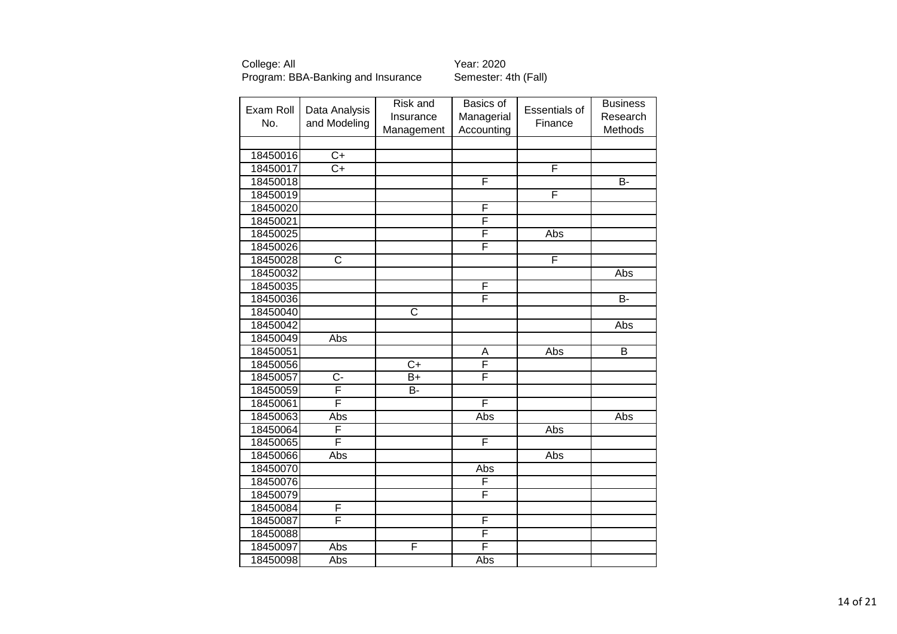College: All
Program: BBA-Banking and Insurance

Year: 2020
Semester: 4th (Fall)

| Exam Roll No. | Data Analysis and Modeling | Risk and Insurance Management | Basics of Managerial Accounting | Essentials of Finance | Business Research Methods |
|---|---|---|---|---|---|
| | | | | | |
| 18450016 | C+ | | | | |
| 18450017 | C+ | | | F | |
| 18450018 | | | F | | B- |
| 18450019 | | | | F | |
| 18450020 | | | F | | |
| 18450021 | | | F | | |
| 18450025 | | | F | Abs | |
| 18450026 | | | F | | |
| 18450028 | C | | | F | |
| 18450032 | | | | | Abs |
| 18450035 | | | F | | |
| 18450036 | | | F | | B- |
| 18450040 | | C | | | |
| 18450042 | | | | | Abs |
| 18450049 | Abs | | | | |
| 18450051 | | | A | Abs | B |
| 18450056 | | C+ | F | | |
| 18450057 | C- | B+ | F | | |
| 18450059 | F | B- | | | |
| 18450061 | F | | F | | |
| 18450063 | Abs | | Abs | | Abs |
| 18450064 | F | | | Abs | |
| 18450065 | F | | F | | |
| 18450066 | Abs | | | Abs | |
| 18450070 | | | Abs | | |
| 18450076 | | | F | | |
| 18450079 | | | F | | |
| 18450084 | F | | | | |
| 18450087 | F | | F | | |
| 18450088 | | | F | | |
| 18450097 | Abs | F | F | | |
| 18450098 | Abs | | Abs | | |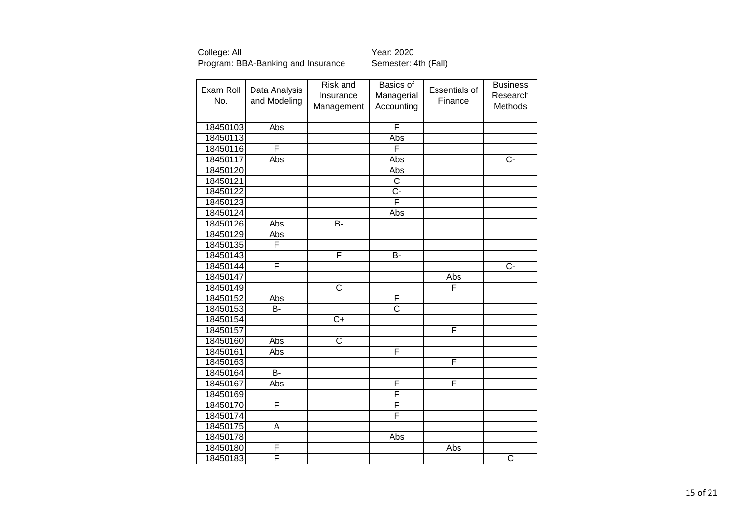College: All
Program: BBA-Banking and Insurance

Year: 2020
Semester: 4th (Fall)

| Exam Roll No. | Data Analysis and Modeling | Risk and Insurance Management | Basics of Managerial Accounting | Essentials of Finance | Business Research Methods |
|---|---|---|---|---|---|
| | | | | | |
| 18450103 | Abs | | F | | |
| 18450113 | | | Abs | | |
| 18450116 | F | | F | | |
| 18450117 | Abs | | Abs | | C- |
| 18450120 | | | Abs | | |
| 18450121 | | | C | | |
| 18450122 | | | C- | | |
| 18450123 | | | F | | |
| 18450124 | | | Abs | | |
| 18450126 | Abs | B- | | | |
| 18450129 | Abs | | | | |
| 18450135 | F | | | | |
| 18450143 | | F | B- | | |
| 18450144 | F | | | | C- |
| 18450147 | | | | Abs | |
| 18450149 | | C | | F | |
| 18450152 | Abs | | F | | |
| 18450153 | B- | | C | | |
| 18450154 | | C+ | | | |
| 18450157 | | | | F | |
| 18450160 | Abs | C | | | |
| 18450161 | Abs | | F | | |
| 18450163 | | | | F | |
| 18450164 | B- | | | | |
| 18450167 | Abs | | F | F | |
| 18450169 | | | F | | |
| 18450170 | F | | F | | |
| 18450174 | | | F | | |
| 18450175 | A | | | | |
| 18450178 | | | Abs | | |
| 18450180 | F | | | Abs | |
| 18450183 | F | | | | C |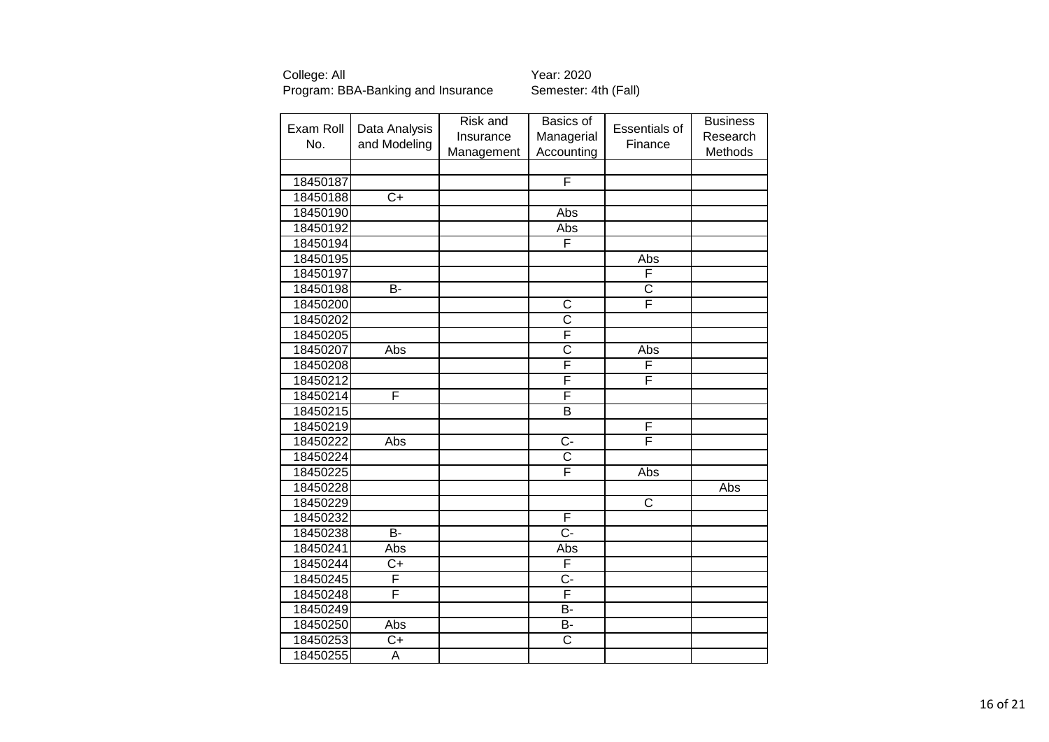College: All
Program: BBA-Banking and Insurance

Year: 2020
Semester: 4th (Fall)

| Exam Roll No. | Data Analysis and Modeling | Risk and Insurance Management | Basics of Managerial Accounting | Essentials of Finance | Business Research Methods |
|---|---|---|---|---|---|
| | | | | | |
| 18450187 | | | F | | |
| 18450188 | C+ | | | | |
| 18450190 | | | Abs | | |
| 18450192 | | | Abs | | |
| 18450194 | | | F | | |
| 18450195 | | | | Abs | |
| 18450197 | | | | F | |
| 18450198 | B- | | | C | |
| 18450200 | | | C | F | |
| 18450202 | | | C | | |
| 18450205 | | | F | | |
| 18450207 | Abs | | C | Abs | |
| 18450208 | | | F | F | |
| 18450212 | | | F | F | |
| 18450214 | F | | F | | |
| 18450215 | | | B | | |
| 18450219 | | | | F | |
| 18450222 | Abs | | C- | F | |
| 18450224 | | | C | | |
| 18450225 | | | F | Abs | |
| 18450228 | | | | | Abs |
| 18450229 | | | | C | |
| 18450232 | | | F | | |
| 18450238 | B- | | C- | | |
| 18450241 | Abs | | Abs | | |
| 18450244 | C+ | | F | | |
| 18450245 | F | | C- | | |
| 18450248 | F | | F | | |
| 18450249 | | | B- | | |
| 18450250 | Abs | | B- | | |
| 18450253 | C+ | | C | | |
| 18450255 | A | | | | |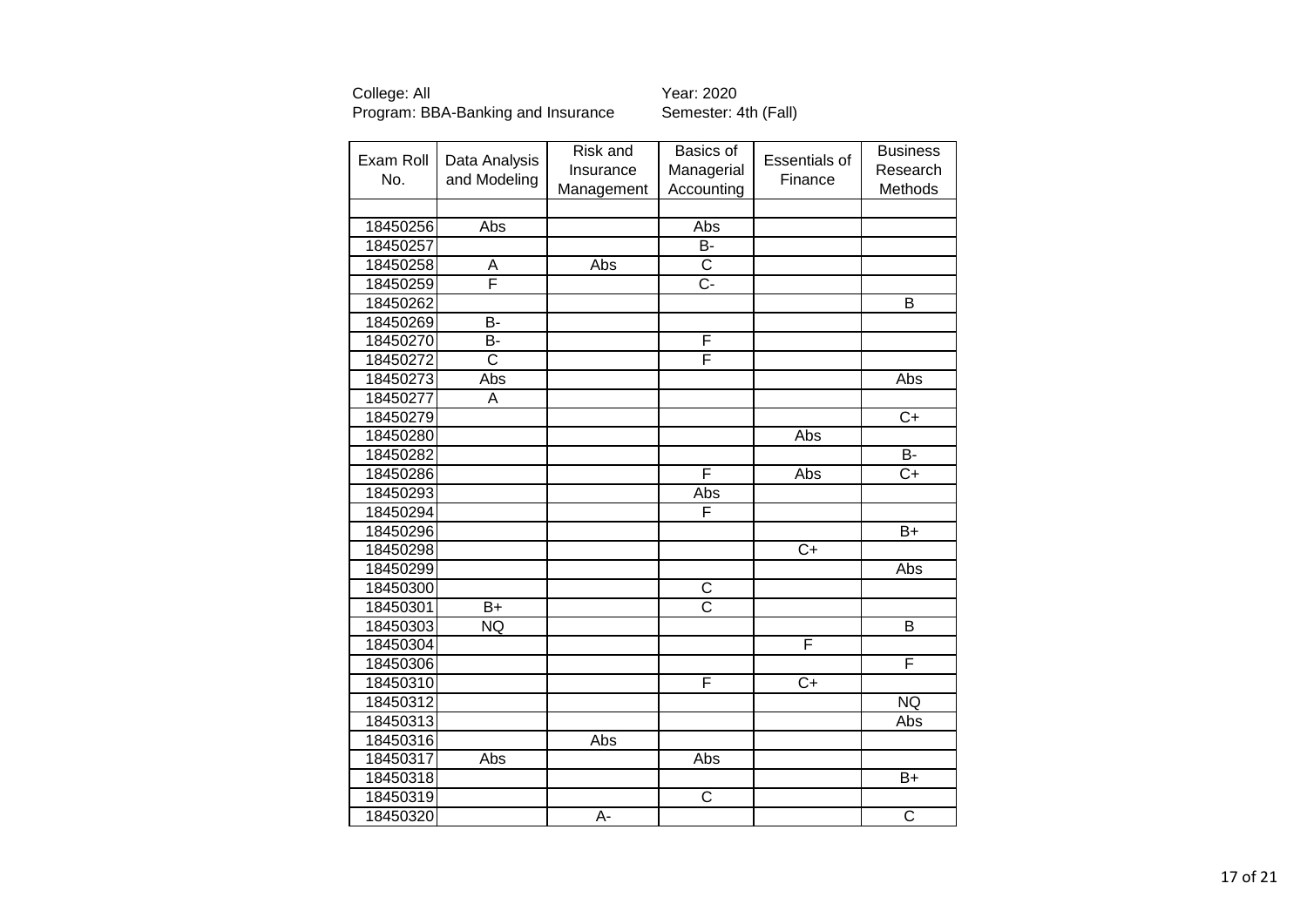College: All
Program: BBA-Banking and Insurance

Year: 2020
Semester: 4th (Fall)

| Exam Roll No. | Data Analysis and Modeling | Risk and Insurance Management | Basics of Managerial Accounting | Essentials of Finance | Business Research Methods |
|---|---|---|---|---|---|
| | | | | | |
| 18450256 | Abs | | Abs | | |
| 18450257 | | | B- | | |
| 18450258 | A | Abs | C | | |
| 18450259 | F | | C- | | |
| 18450262 | | | | | B |
| 18450269 | B- | | | | |
| 18450270 | B- | | F | | |
| 18450272 | C | | F | | |
| 18450273 | Abs | | | | Abs |
| 18450277 | A | | | | |
| 18450279 | | | | | C+ |
| 18450280 | | | | Abs | |
| 18450282 | | | | | B- |
| 18450286 | | | F | Abs | C+ |
| 18450293 | | | Abs | | |
| 18450294 | | | F | | |
| 18450296 | | | | | B+ |
| 18450298 | | | | C+ | |
| 18450299 | | | | | Abs |
| 18450300 | | | C | | |
| 18450301 | B+ | | C | | |
| 18450303 | NQ | | | | B |
| 18450304 | | | | F | |
| 18450306 | | | | | F |
| 18450310 | | | F | C+ | |
| 18450312 | | | | | NQ |
| 18450313 | | | | | Abs |
| 18450316 | | Abs | | | |
| 18450317 | Abs | | Abs | | |
| 18450318 | | | | | B+ |
| 18450319 | | | C | | |
| 18450320 | | A- | | | C |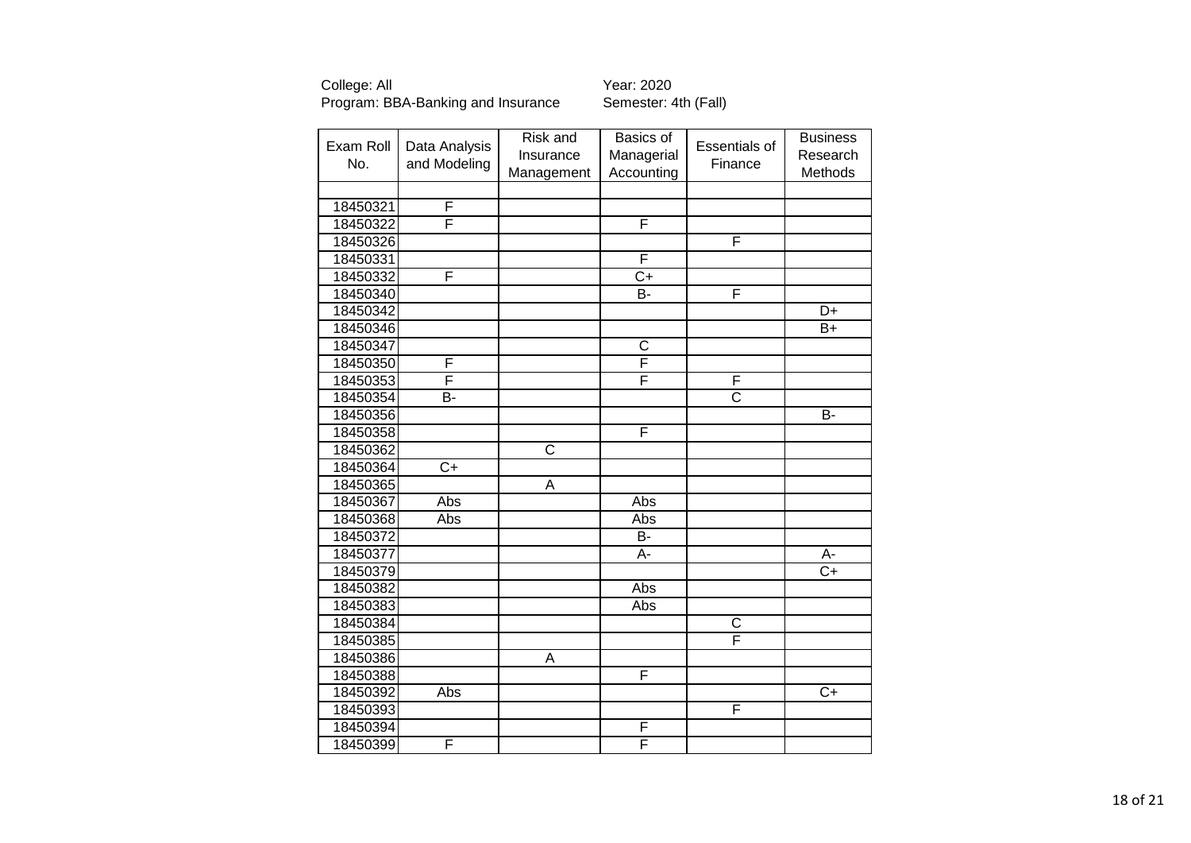College: All
Program: BBA-Banking and Insurance

Year: 2020
Semester: 4th (Fall)

| Exam Roll No. | Data Analysis and Modeling | Risk and Insurance Management | Basics of Managerial Accounting | Essentials of Finance | Business Research Methods |
|---|---|---|---|---|---|
| | | | | | |
| 18450321 | F | | | | |
| 18450322 | F | | F | | |
| 18450326 | | | | F | |
| 18450331 | | | F | | |
| 18450332 | F | | C+ | | |
| 18450340 | | | B- | F | |
| 18450342 | | | | | D+ |
| 18450346 | | | | | B+ |
| 18450347 | | | C | | |
| 18450350 | F | | F | | |
| 18450353 | F | | F | F | |
| 18450354 | B- | | | C | |
| 18450356 | | | | | B- |
| 18450358 | | | F | | |
| 18450362 | | C | | | |
| 18450364 | C+ | | | | |
| 18450365 | | A | | | |
| 18450367 | Abs | | Abs | | |
| 18450368 | Abs | | Abs | | |
| 18450372 | | | B- | | |
| 18450377 | | | A- | | A- |
| 18450379 | | | | | C+ |
| 18450382 | | | Abs | | |
| 18450383 | | | Abs | | |
| 18450384 | | | | C | |
| 18450385 | | | | F | |
| 18450386 | | A | | | |
| 18450388 | | | F | | |
| 18450392 | Abs | | | | C+ |
| 18450393 | | | | F | |
| 18450394 | | | F | | |
| 18450399 | F | | F | | |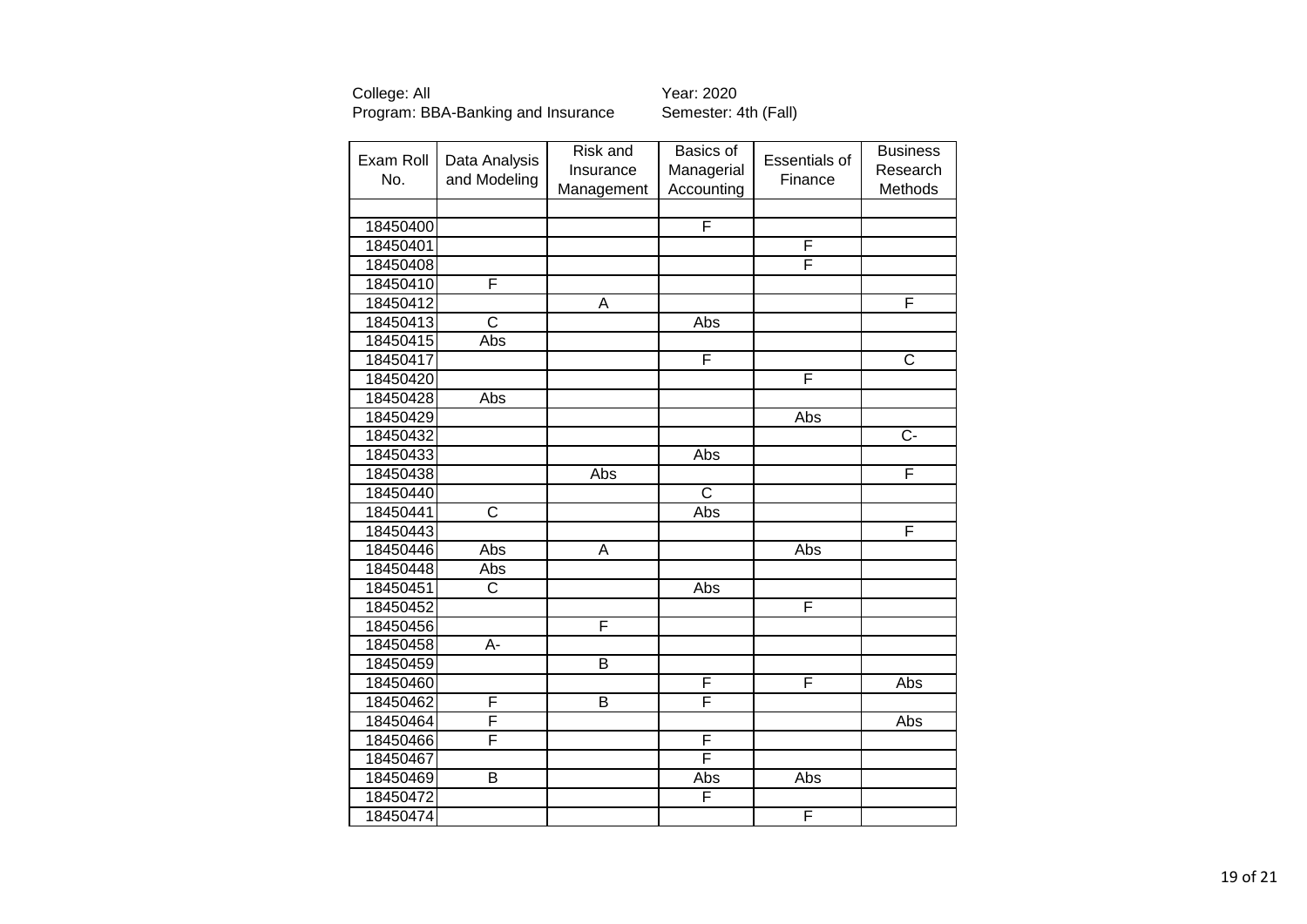College: All
Program: BBA-Banking and Insurance

Year: 2020
Semester: 4th (Fall)

| Exam Roll No. | Data Analysis and Modeling | Risk and Insurance Management | Basics of Managerial Accounting | Essentials of Finance | Business Research Methods |
|---|---|---|---|---|---|
| | | | | | |
| 18450400 | | | F | | |
| 18450401 | | | | F | |
| 18450408 | | | | F | |
| 18450410 | F | | | | |
| 18450412 | | A | | | F |
| 18450413 | C | | Abs | | |
| 18450415 | Abs | | | | |
| 18450417 | | | F | | C |
| 18450420 | | | | F | |
| 18450428 | Abs | | | | |
| 18450429 | | | | Abs | |
| 18450432 | | | | | C- |
| 18450433 | | | Abs | | |
| 18450438 | | Abs | | | F |
| 18450440 | | | C | | |
| 18450441 | C | | Abs | | |
| 18450443 | | | | | F |
| 18450446 | Abs | A | | Abs | |
| 18450448 | Abs | | | | |
| 18450451 | C | | Abs | | |
| 18450452 | | | | F | |
| 18450456 | | F | | | |
| 18450458 | A- | | | | |
| 18450459 | | B | | | |
| 18450460 | | | F | F | Abs |
| 18450462 | F | B | F | | |
| 18450464 | F | | | | Abs |
| 18450466 | F | | F | | |
| 18450467 | | | F | | |
| 18450469 | B | | Abs | Abs | |
| 18450472 | | | F | | |
| 18450474 | | | | F | |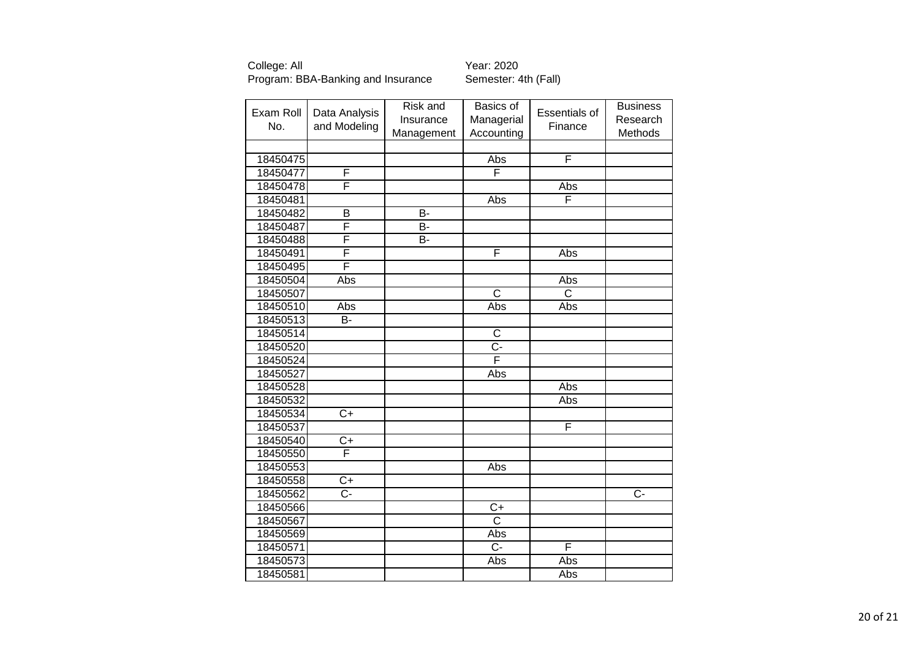College: All
Program: BBA-Banking and Insurance

Year: 2020
Semester: 4th (Fall)

| Exam Roll No. | Data Analysis and Modeling | Risk and Insurance Management | Basics of Managerial Accounting | Essentials of Finance | Business Research Methods |
|---|---|---|---|---|---|
| | | | | | |
| 18450475 | | | Abs | F | |
| 18450477 | F | | F | | |
| 18450478 | F | | | Abs | |
| 18450481 | | | Abs | F | |
| 18450482 | B | B- | | | |
| 18450487 | F | B- | | | |
| 18450488 | F | B- | | | |
| 18450491 | F | | F | Abs | |
| 18450495 | F | | | | |
| 18450504 | Abs | | | Abs | |
| 18450507 | | | C | C | |
| 18450510 | Abs | | Abs | Abs | |
| 18450513 | B- | | | | |
| 18450514 | | | C | | |
| 18450520 | | | C- | | |
| 18450524 | | | F | | |
| 18450527 | | | Abs | | |
| 18450528 | | | | Abs | |
| 18450532 | | | | Abs | |
| 18450534 | C+ | | | | |
| 18450537 | | | | F | |
| 18450540 | C+ | | | | |
| 18450550 | F | | | | |
| 18450553 | | | Abs | | |
| 18450558 | C+ | | | | |
| 18450562 | C- | | | | C- |
| 18450566 | | | C+ | | |
| 18450567 | | | C | | |
| 18450569 | | | Abs | | |
| 18450571 | | | C- | F | |
| 18450573 | | | Abs | Abs | |
| 18450581 | | | | Abs | |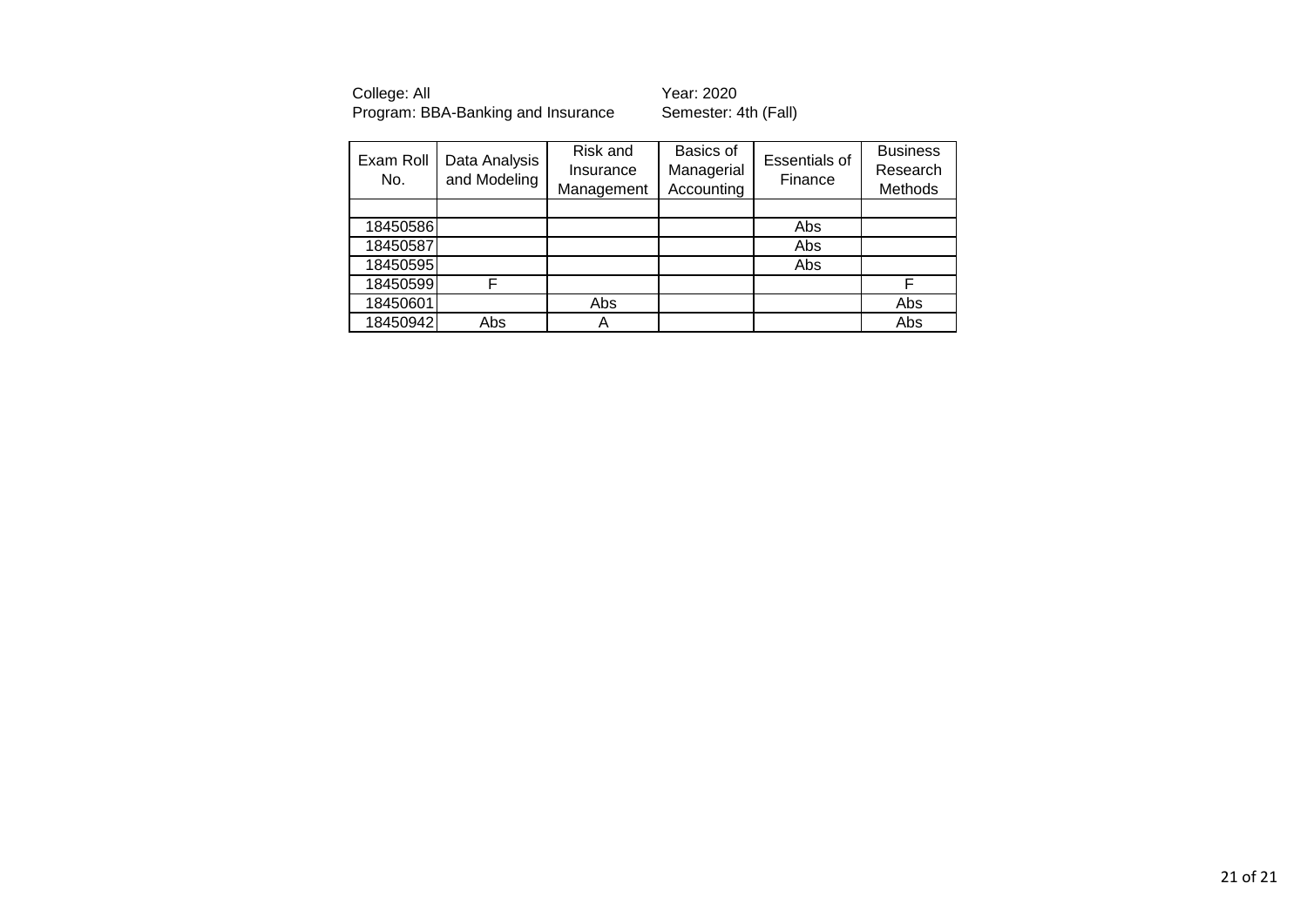College: All
Program: BBA-Banking and Insurance

Year: 2020
Semester: 4th (Fall)

| Exam Roll No. | Data Analysis and Modeling | Risk and Insurance Management | Basics of Managerial Accounting | Essentials of Finance | Business Research Methods |
|---|---|---|---|---|---|
| | | | | | |
| 18450586 | | | | Abs | |
| 18450587 | | | | Abs | |
| 18450595 | | | | Abs | |
| 18450599 | F | | | | F |
| 18450601 | | Abs | | | Abs |
| 18450942 | Abs | A | | | Abs |